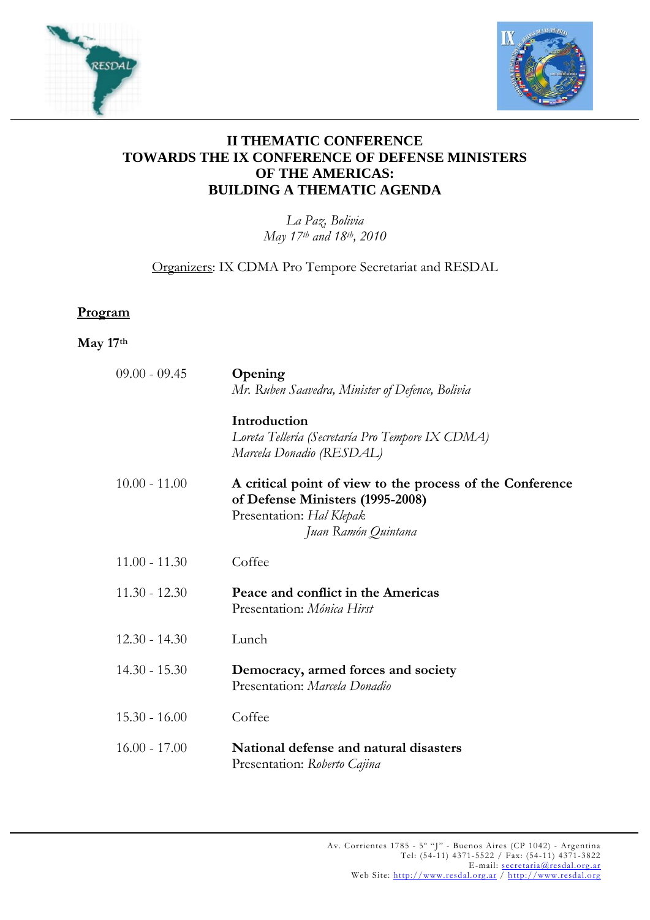# II THEMATIC CONFERENCE
# TOWARDS THE IX CONFERENCE OF DEFENSE MINISTERS OF THE AMERICAS:
# BUILDING A THEMATIC AGENDA

*La Paz, Bolivia*
*May 17th and 18th, 2010*

Organizers: IX CDMA Pro Tempore Secretariat and RESDAL

## Program

### May 17th

| | |
|---|---|
| 09.00 - 09.45 | **Opening**<br>*Mr. Ruben Saavedra, Minister of Defence, Bolivia*<br><br>**Introduction**<br>*Loreta Tellería (Secretaría Pro Tempore IX CDMA)*<br>*Marcela Donadio (RESDAL)* |
| 10.00 - 11.00 | **A critical point of view to the process of the Conference of Defense Ministers (1995-2008)**<br>Presentation: *Hal Klepak*<br>*Juan Ramón Quintana* |
| 11.00 - 11.30 | Coffee |
| 11.30 - 12.30 | **Peace and conflict in the Americas**<br>Presentation: *Mónica Hirst* |
| 12.30 - 14.30 | Lunch |
| 14.30 - 15.30 | **Democracy, armed forces and society**<br>Presentation: *Marcela Donadio* |
| 15.30 - 16.00 | Coffee |
| 16.00 - 17.00 | **National defense and natural disasters**<br>Presentation: *Roberto Cajina* |

Av. Corrientes 1785 - 5º "J" - Buenos Aires (CP 1042) - Argentina
Tel: (54-11) 4371-5522 / Fax: (54-11) 4371-3822
E-mail: secretaria@resdal.org.ar
Web Site: http://www.resdal.org.ar / http://www.resdal.org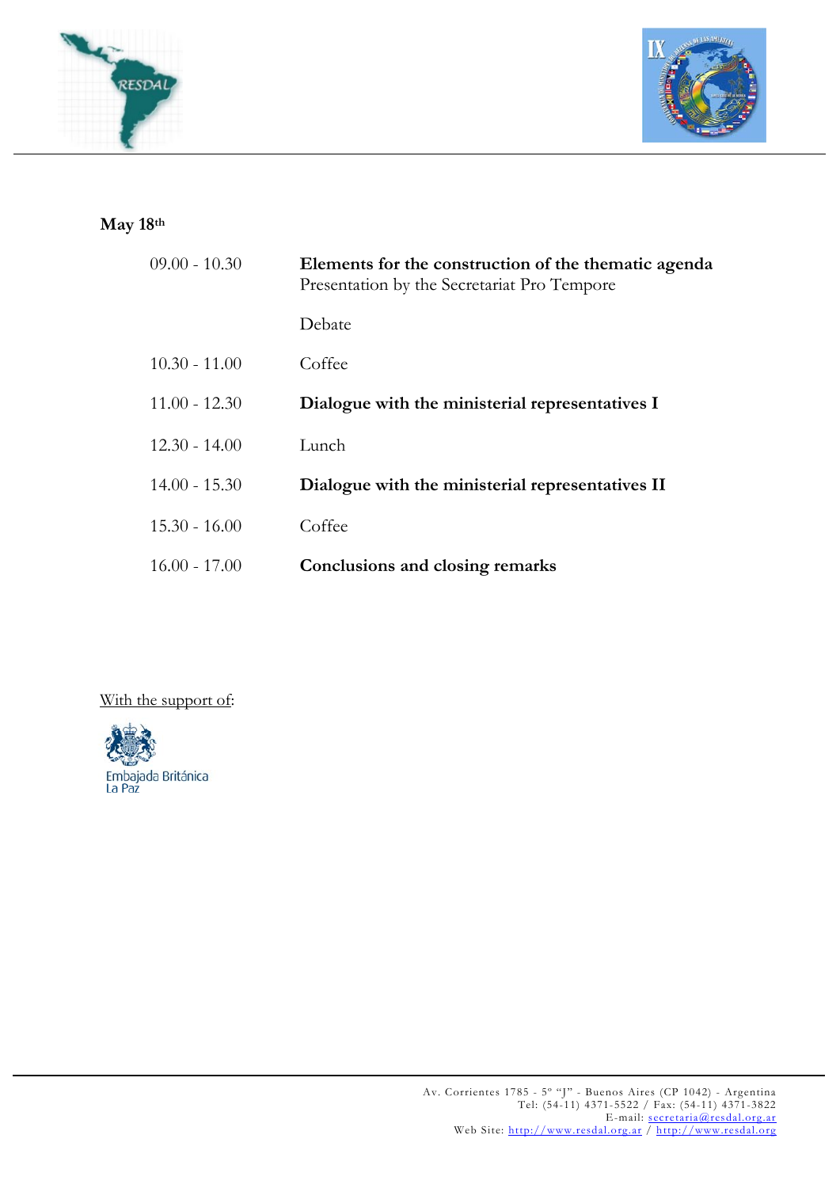**May 18th**

| | |
|---|---|
| 09.00 - 10.30 | **Elements for the construction of the thematic agenda**<br>Presentation by the Secretariat Pro Tempore |
| | Debate |
| 10.30 - 11.00 | Coffee |
| 11.00 - 12.30 | **Dialogue with the ministerial representatives I** |
| 12.30 - 14.00 | Lunch |
| 14.00 - 15.30 | **Dialogue with the ministerial representatives II** |
| 15.30 - 16.00 | Coffee |
| 16.00 - 17.00 | **Conclusions and closing remarks** |

With the support of:

Embajada Británica
La Paz

Av. Corrientes 1785 - 5º "J" - Buenos Aires (CP 1042) - Argentina
Tel: (54-11) 4371-5522 / Fax: (54-11) 4371-3822
E-mail: secretaria@resdal.org.ar
Web Site: http://www.resdal.org.ar / http://www.resdal.org